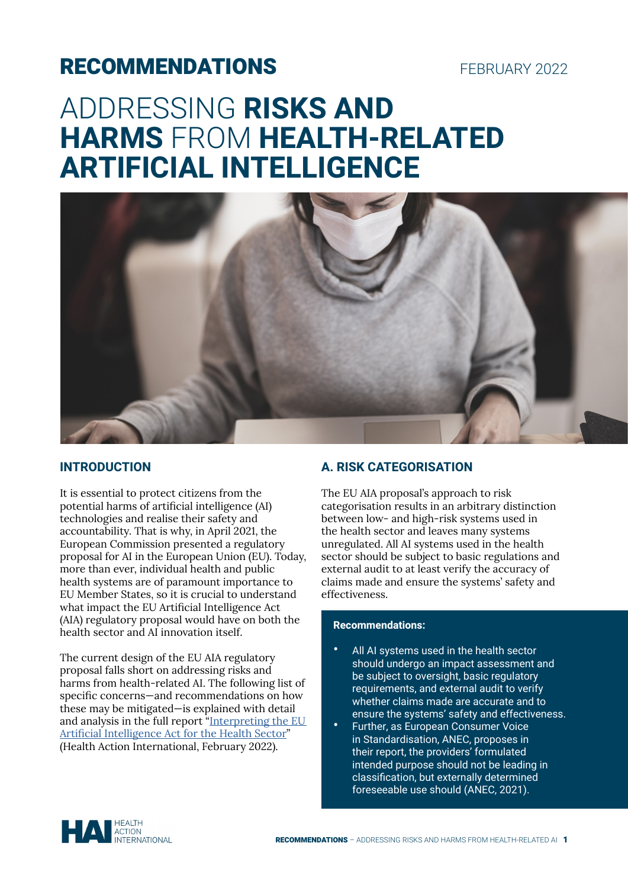**RECOMMENDATIONS** FEBRUARY 2022

# ADDRESSING RISKS AND HARMS FROM HEALTH-RELATED ARTIFICIAL INTELLIGENCE

## INTRODUCTION

It is essential to protect citizens from the potential harms of artificial intelligence (AI) technologies and realise their safety and accountability. That is why, in April 2021, the European Commission presented a regulatory proposal for AI in the European Union (EU). Today, more than ever, individual health and public health systems are of paramount importance to EU Member States, so it is crucial to understand what impact the EU Artificial Intelligence Act (AIA) regulatory proposal would have on both the health sector and AI innovation itself.

The current design of the EU AIA regulatory proposal falls short on addressing risks and harms from health-related AI. The following list of specific concerns—and recommendations on how these may be mitigated—is explained with detail and analysis in the full report "Interpreting the EU Artificial Intelligence Act for the Health Sector" (Health Action International, February 2022).

## A. RISK CATEGORISATION

The EU AIA proposal's approach to risk categorisation results in an arbitrary distinction between low- and high-risk systems used in the health sector and leaves many systems unregulated. All AI systems used in the health sector should be subject to basic regulations and external audit to at least verify the accuracy of claims made and ensure the systems' safety and effectiveness.

**Recommendations:**

- All AI systems used in the health sector should undergo an impact assessment and be subject to oversight, basic regulatory requirements, and external audit to verify whether claims made are accurate and to ensure the systems' safety and effectiveness.
- Further, as European Consumer Voice in Standardisation, ANEC, proposes in their report, the providers' formulated intended purpose should not be leading in classification, but externally determined foreseeable use should (ANEC, 2021).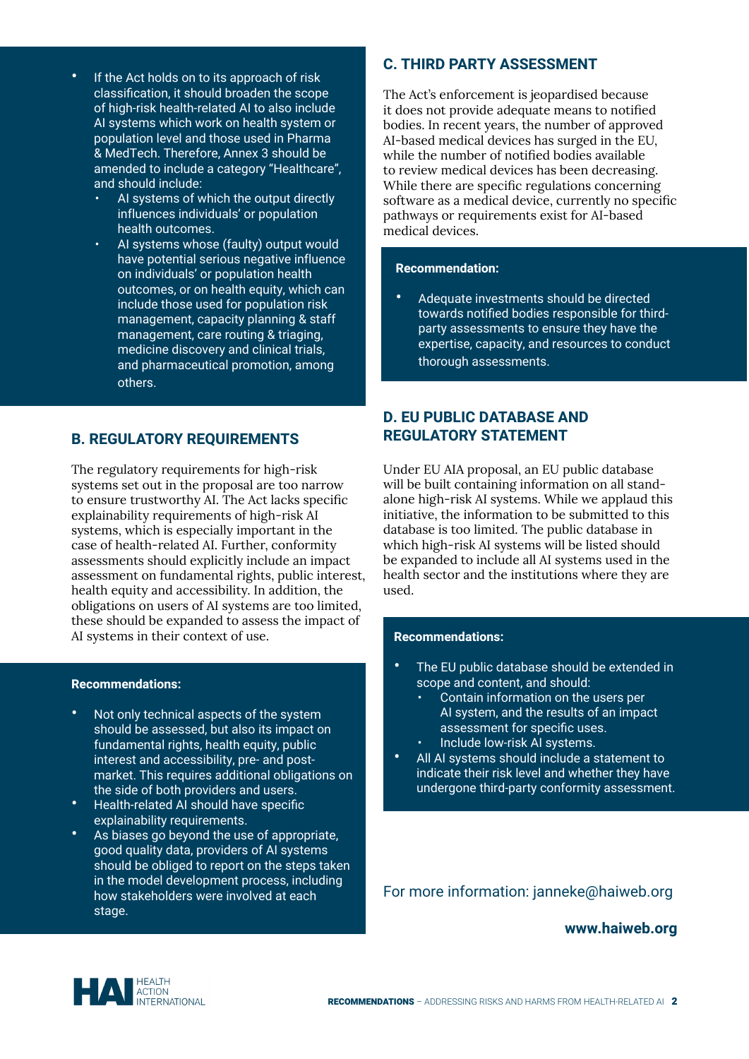- If the Act holds on to its approach of risk classification, it should broaden the scope of high-risk health-related AI to also include AI systems which work on health system or population level and those used in Pharma & MedTech. Therefore, Annex 3 should be amended to include a category "Healthcare", and should include:
  - AI systems of which the output directly influences individuals' or population health outcomes.
  - AI systems whose (faulty) output would have potential serious negative influence on individuals' or population health outcomes, or on health equity, which can include those used for population risk management, capacity planning & staff management, care routing & triaging, medicine discovery and clinical trials, and pharmaceutical promotion, among others.

## B. REGULATORY REQUIREMENTS

The regulatory requirements for high-risk systems set out in the proposal are too narrow to ensure trustworthy AI. The Act lacks specific explainability requirements of high-risk AI systems, which is especially important in the case of health-related AI. Further, conformity assessments should explicitly include an impact assessment on fundamental rights, public interest, health equity and accessibility. In addition, the obligations on users of AI systems are too limited, these should be expanded to assess the impact of AI systems in their context of use.

**Recommendations:**

- Not only technical aspects of the system should be assessed, but also its impact on fundamental rights, health equity, public interest and accessibility, pre- and post-market. This requires additional obligations on the side of both providers and users.
- Health-related AI should have specific explainability requirements.
- As biases go beyond the use of appropriate, good quality data, providers of AI systems should be obliged to report on the steps taken in the model development process, including how stakeholders were involved at each stage.

## C. THIRD PARTY ASSESSMENT

The Act's enforcement is jeopardised because it does not provide adequate means to notified bodies. In recent years, the number of approved AI-based medical devices has surged in the EU, while the number of notified bodies available to review medical devices has been decreasing. While there are specific regulations concerning software as a medical device, currently no specific pathways or requirements exist for AI-based medical devices.

**Recommendation:**

- Adequate investments should be directed towards notified bodies responsible for third-party assessments to ensure they have the expertise, capacity, and resources to conduct thorough assessments.

## D. EU PUBLIC DATABASE AND REGULATORY STATEMENT

Under EU AIA proposal, an EU public database will be built containing information on all stand-alone high-risk AI systems. While we applaud this initiative, the information to be submitted to this database is too limited. The public database in which high-risk AI systems will be listed should be expanded to include all AI systems used in the health sector and the institutions where they are used.

**Recommendations:**

- The EU public database should be extended in scope and content, and should:
  - Contain information on the users per AI system, and the results of an impact assessment for specific uses.
  - Include low-risk AI systems.
- All AI systems should include a statement to indicate their risk level and whether they have undergone third-party conformity assessment.

For more information: janneke@haiweb.org

**www.haiweb.org**

HAI HEALTH ACTION INTERNATIONAL